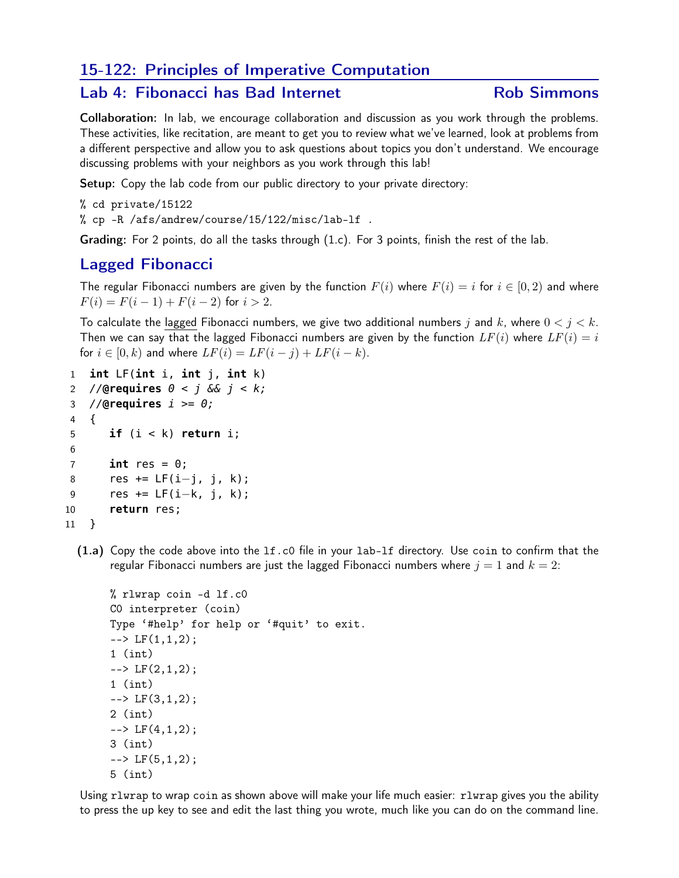# 15-122: Principles of Imperative Computation

## Lab 4: Fibonacci has Bad Internet — Rob Simmons

**Collaboration:** In lab, we encourage collaboration and discussion as you work through the problems. These activities, like recitation, are meant to get you to review what we've learned, look at problems from a different perspective and allow you to ask questions about topics you don't understand. We encourage discussing problems with your neighbors as you work through this lab!

**Setup:** Copy the lab code from our public directory to your private directory:

```
% cd private/15122
% cp -R /afs/andrew/course/15/122/misc/lab-lf .
```

**Grading:** For 2 points, do all the tasks through (1.c). For 3 points, finish the rest of the lab.

## Lagged Fibonacci

The regular Fibonacci numbers are given by the function $F(i)$ where $F(i) = i$ for $i \in [0, 2)$ and where $F(i) = F(i-1) + F(i-2)$ for $i > 2$.

To calculate the lagged Fibonacci numbers, we give two additional numbers $j$ and $k$, where $0 < j < k$. Then we can say that the lagged Fibonacci numbers are given by the function $LF(i)$ where $LF(i) = i$ for $i \in [0, k)$ and where $LF(i) = LF(i-j) + LF(i-k)$.

```
1  int LF(int i, int j, int k)
2  //@requires 0 < j && j < k;
3  //@requires i >= 0;
4  {
5    if (i < k) return i;
6
7    int res = 0;
8    res += LF(i-j, j, k);
9    res += LF(i-k, j, k);
10   return res;
11 }
```

**(1.a)** Copy the code above into the `lf.c0` file in your `lab-lf` directory. Use `coin` to confirm that the regular Fibonacci numbers are just the lagged Fibonacci numbers where $j = 1$ and $k = 2$:

```
% rlwrap coin -d lf.c0
C0 interpreter (coin)
Type '#help' for help or '#quit' to exit.
--> LF(1,1,2);
1 (int)
--> LF(2,1,2);
1 (int)
--> LF(3,1,2);
2 (int)
--> LF(4,1,2);
3 (int)
--> LF(5,1,2);
5 (int)
```

Using `rlwrap` to wrap `coin` as shown above will make your life much easier: `rlwrap` gives you the ability to press the up key to see and edit the last thing you wrote, much like you can do on the command line.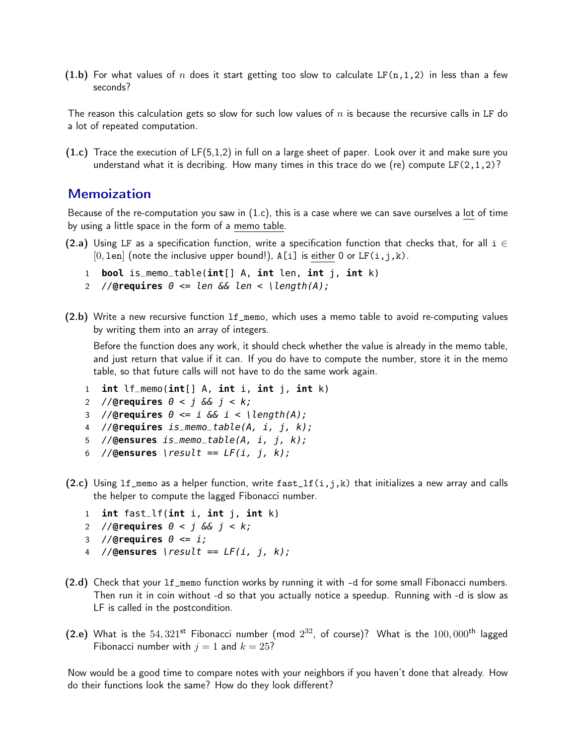**(1.b)** For what values of $n$ does it start getting too slow to calculate LF(n,1,2) in less than a few seconds?

The reason this calculation gets so slow for such low values of $n$ is because the recursive calls in LF do a lot of repeated computation.

**(1.c)** Trace the execution of LF(5,1,2) in full on a large sheet of paper. Look over it and make sure you understand what it is decribing. How many times in this trace do we (re) compute LF(2,1,2)?

## Memoization

Because of the re-computation you saw in (1.c), this is a case where we can save ourselves a lot of time by using a little space in the form of a memo table.

**(2.a)** Using LF as a specification function, write a specification function that checks that, for all $\texttt{i} \in [0, \texttt{len}]$ (note the inclusive upper bound!), A[i] is either 0 or LF(i,j,k).

```
1  bool is_memo_table(int[] A, int len, int j, int k)
2  //@requires 0 <= len && len < \length(A);
```

**(2.b)** Write a new recursive function lf_memo, which uses a memo table to avoid re-computing values by writing them into an array of integers.

Before the function does any work, it should check whether the value is already in the memo table, and just return that value if it can. If you do have to compute the number, store it in the memo table, so that future calls will not have to do the same work again.

```
1  int lf_memo(int[] A, int i, int j, int k)
2  //@requires 0 < j && j < k;
3  //@requires 0 <= i && i < \length(A);
4  //@requires is_memo_table(A, i, j, k);
5  //@ensures is_memo_table(A, i, j, k);
6  //@ensures \result == LF(i, j, k);
```

**(2.c)** Using lf_memo as a helper function, write fast_lf(i,j,k) that initializes a new array and calls the helper to compute the lagged Fibonacci number.

```
1  int fast_lf(int i, int j, int k)
2  //@requires 0 < j && j < k;
3  //@requires 0 <= i;
4  //@ensures \result == LF(i, j, k);
```

**(2.d)** Check that your lf_memo function works by running it with -d for some small Fibonacci numbers. Then run it in coin without -d so that you actually notice a speedup. Running with -d is slow as LF is called in the postcondition.

**(2.e)** What is the $54,321^{\text{st}}$ Fibonacci number (mod $2^{32}$, of course)? What is the $100,000^{\text{th}}$ lagged Fibonacci number with $j = 1$ and $k = 25$?

Now would be a good time to compare notes with your neighbors if you haven't done that already. How do their functions look the same? How do they look different?